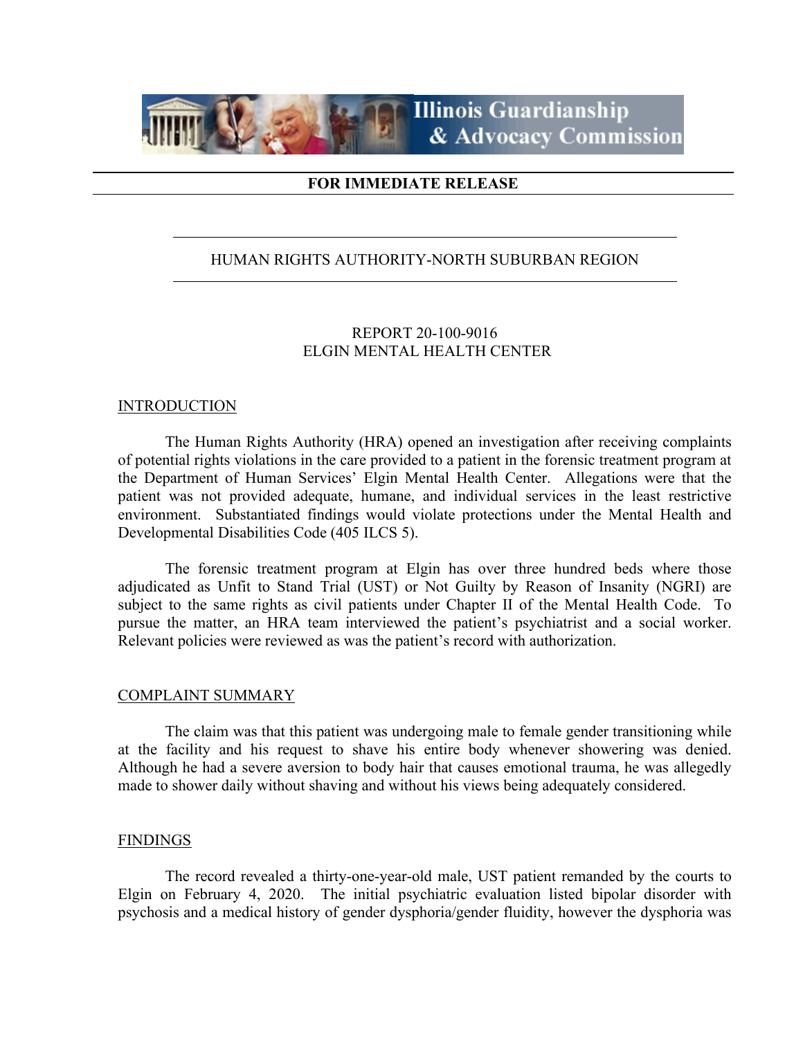Illinois Guardianship & Advocacy Commission

**FOR IMMEDIATE RELEASE**

HUMAN RIGHTS AUTHORITY-NORTH SUBURBAN REGION

REPORT 20-100-9016
ELGIN MENTAL HEALTH CENTER

## INTRODUCTION

The Human Rights Authority (HRA) opened an investigation after receiving complaints of potential rights violations in the care provided to a patient in the forensic treatment program at the Department of Human Services' Elgin Mental Health Center. Allegations were that the patient was not provided adequate, humane, and individual services in the least restrictive environment. Substantiated findings would violate protections under the Mental Health and Developmental Disabilities Code (405 ILCS 5).

The forensic treatment program at Elgin has over three hundred beds where those adjudicated as Unfit to Stand Trial (UST) or Not Guilty by Reason of Insanity (NGRI) are subject to the same rights as civil patients under Chapter II of the Mental Health Code. To pursue the matter, an HRA team interviewed the patient's psychiatrist and a social worker. Relevant policies were reviewed as was the patient's record with authorization.

## COMPLAINT SUMMARY

The claim was that this patient was undergoing male to female gender transitioning while at the facility and his request to shave his entire body whenever showering was denied. Although he had a severe aversion to body hair that causes emotional trauma, he was allegedly made to shower daily without shaving and without his views being adequately considered.

## FINDINGS

The record revealed a thirty-one-year-old male, UST patient remanded by the courts to Elgin on February 4, 2020. The initial psychiatric evaluation listed bipolar disorder with psychosis and a medical history of gender dysphoria/gender fluidity, however the dysphoria was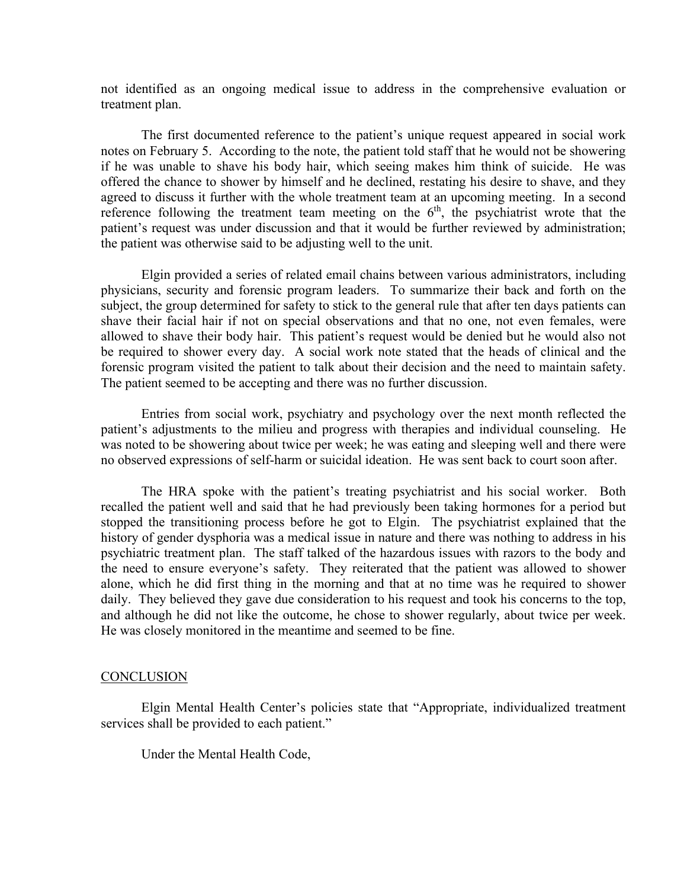not identified as an ongoing medical issue to address in the comprehensive evaluation or treatment plan.

The first documented reference to the patient's unique request appeared in social work notes on February 5. According to the note, the patient told staff that he would not be showering if he was unable to shave his body hair, which seeing makes him think of suicide. He was offered the chance to shower by himself and he declined, restating his desire to shave, and they agreed to discuss it further with the whole treatment team at an upcoming meeting. In a second reference following the treatment team meeting on the 6th, the psychiatrist wrote that the patient's request was under discussion and that it would be further reviewed by administration; the patient was otherwise said to be adjusting well to the unit.

Elgin provided a series of related email chains between various administrators, including physicians, security and forensic program leaders. To summarize their back and forth on the subject, the group determined for safety to stick to the general rule that after ten days patients can shave their facial hair if not on special observations and that no one, not even females, were allowed to shave their body hair. This patient's request would be denied but he would also not be required to shower every day. A social work note stated that the heads of clinical and the forensic program visited the patient to talk about their decision and the need to maintain safety. The patient seemed to be accepting and there was no further discussion.

Entries from social work, psychiatry and psychology over the next month reflected the patient's adjustments to the milieu and progress with therapies and individual counseling. He was noted to be showering about twice per week; he was eating and sleeping well and there were no observed expressions of self-harm or suicidal ideation. He was sent back to court soon after.

The HRA spoke with the patient's treating psychiatrist and his social worker. Both recalled the patient well and said that he had previously been taking hormones for a period but stopped the transitioning process before he got to Elgin. The psychiatrist explained that the history of gender dysphoria was a medical issue in nature and there was nothing to address in his psychiatric treatment plan. The staff talked of the hazardous issues with razors to the body and the need to ensure everyone's safety. They reiterated that the patient was allowed to shower alone, which he did first thing in the morning and that at no time was he required to shower daily. They believed they gave due consideration to his request and took his concerns to the top, and although he did not like the outcome, he chose to shower regularly, about twice per week. He was closely monitored in the meantime and seemed to be fine.

## CONCLUSION

Elgin Mental Health Center's policies state that "Appropriate, individualized treatment services shall be provided to each patient."

Under the Mental Health Code,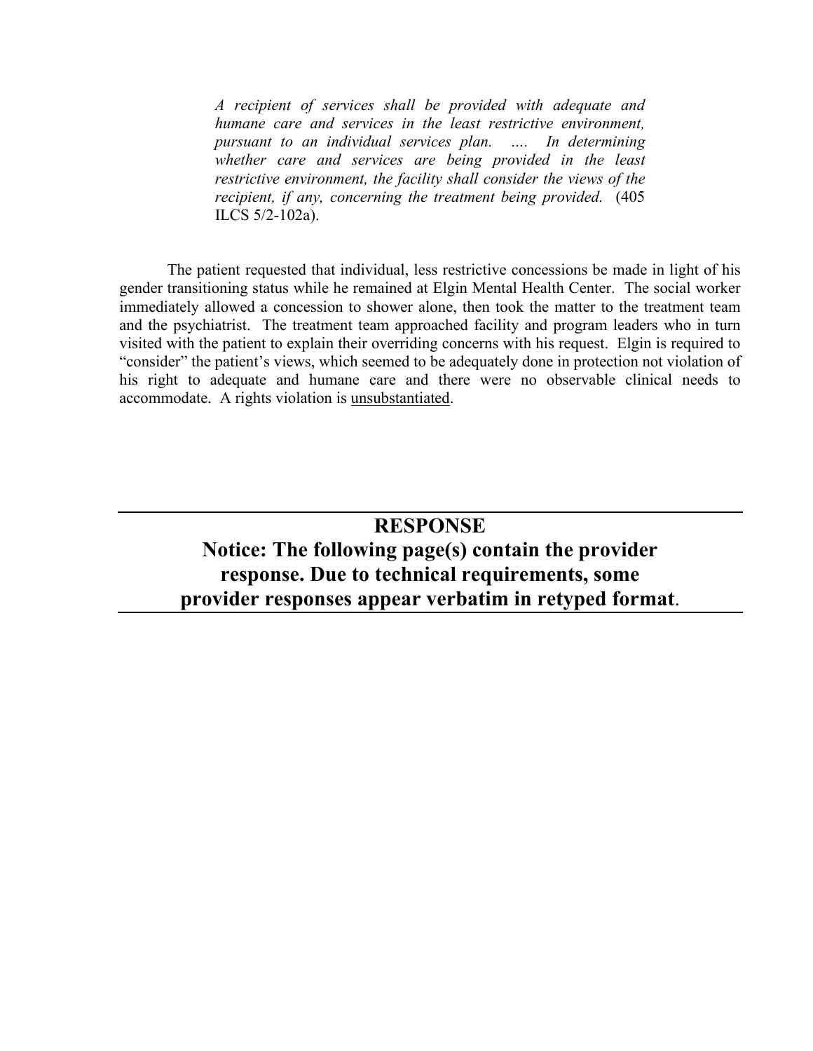> *A recipient of services shall be provided with adequate and humane care and services in the least restrictive environment, pursuant to an individual services plan. .... In determining whether care and services are being provided in the least restrictive environment, the facility shall consider the views of the recipient, if any, concerning the treatment being provided.* (405 ILCS 5/2-102a).

The patient requested that individual, less restrictive concessions be made in light of his gender transitioning status while he remained at Elgin Mental Health Center. The social worker immediately allowed a concession to shower alone, then took the matter to the treatment team and the psychiatrist. The treatment team approached facility and program leaders who in turn visited with the patient to explain their overriding concerns with his request. Elgin is required to "consider" the patient's views, which seemed to be adequately done in protection not violation of his right to adequate and humane care and there were no observable clinical needs to accommodate. A rights violation is unsubstantiated.

---

## RESPONSE

**Notice: The following page(s) contain the provider response. Due to technical requirements, some provider responses appear verbatim in retyped format.**

---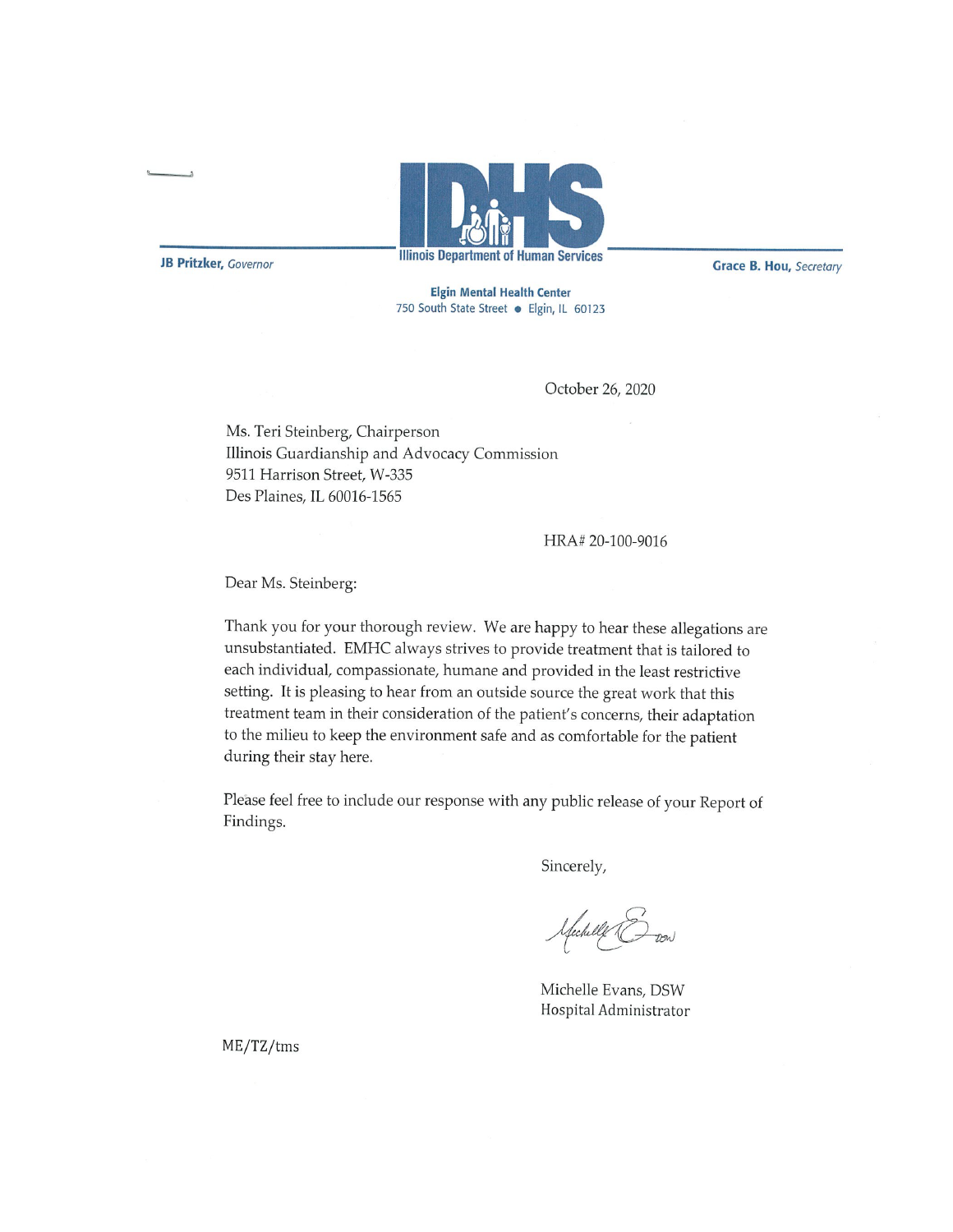JB Pritzker, *Governor*

**Illinois Department of Human Services**

Grace B. Hou, *Secretary*

**Elgin Mental Health Center**
750 South State Street • Elgin, IL 60123

October 26, 2020

Ms. Teri Steinberg, Chairperson
Illinois Guardianship and Advocacy Commission
9511 Harrison Street, W-335
Des Plaines, IL 60016-1565

HRA# 20-100-9016

Dear Ms. Steinberg:

Thank you for your thorough review. We are happy to hear these allegations are unsubstantiated. EMHC always strives to provide treatment that is tailored to each individual, compassionate, humane and provided in the least restrictive setting. It is pleasing to hear from an outside source the great work that this treatment team in their consideration of the patient's concerns, their adaptation to the milieu to keep the environment safe and as comfortable for the patient during their stay here.

Please feel free to include our response with any public release of your Report of Findings.

Sincerely,

Michelle Evans, DSW
Hospital Administrator

ME/TZ/tms